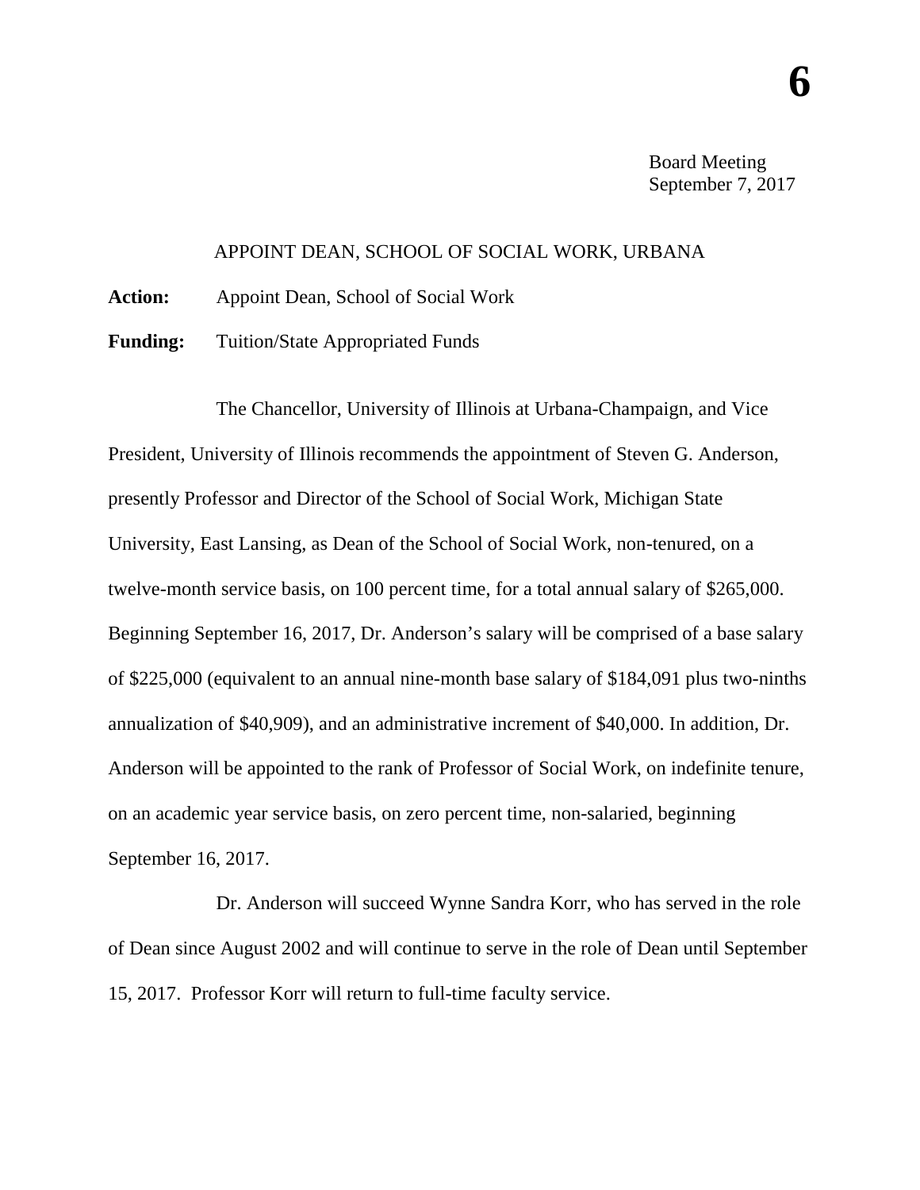Board Meeting
September 7, 2017

## APPOINT DEAN, SCHOOL OF SOCIAL WORK, URBANA

**Action:** Appoint Dean, School of Social Work

**Funding:** Tuition/State Appropriated Funds

The Chancellor, University of Illinois at Urbana-Champaign, and Vice President, University of Illinois recommends the appointment of Steven G. Anderson, presently Professor and Director of the School of Social Work, Michigan State University, East Lansing, as Dean of the School of Social Work, non-tenured, on a twelve-month service basis, on 100 percent time, for a total annual salary of $265,000. Beginning September 16, 2017, Dr. Anderson's salary will be comprised of a base salary of $225,000 (equivalent to an annual nine-month base salary of $184,091 plus two-ninths annualization of $40,909), and an administrative increment of $40,000. In addition, Dr. Anderson will be appointed to the rank of Professor of Social Work, on indefinite tenure, on an academic year service basis, on zero percent time, non-salaried, beginning September 16, 2017.

Dr. Anderson will succeed Wynne Sandra Korr, who has served in the role of Dean since August 2002 and will continue to serve in the role of Dean until September 15, 2017. Professor Korr will return to full-time faculty service.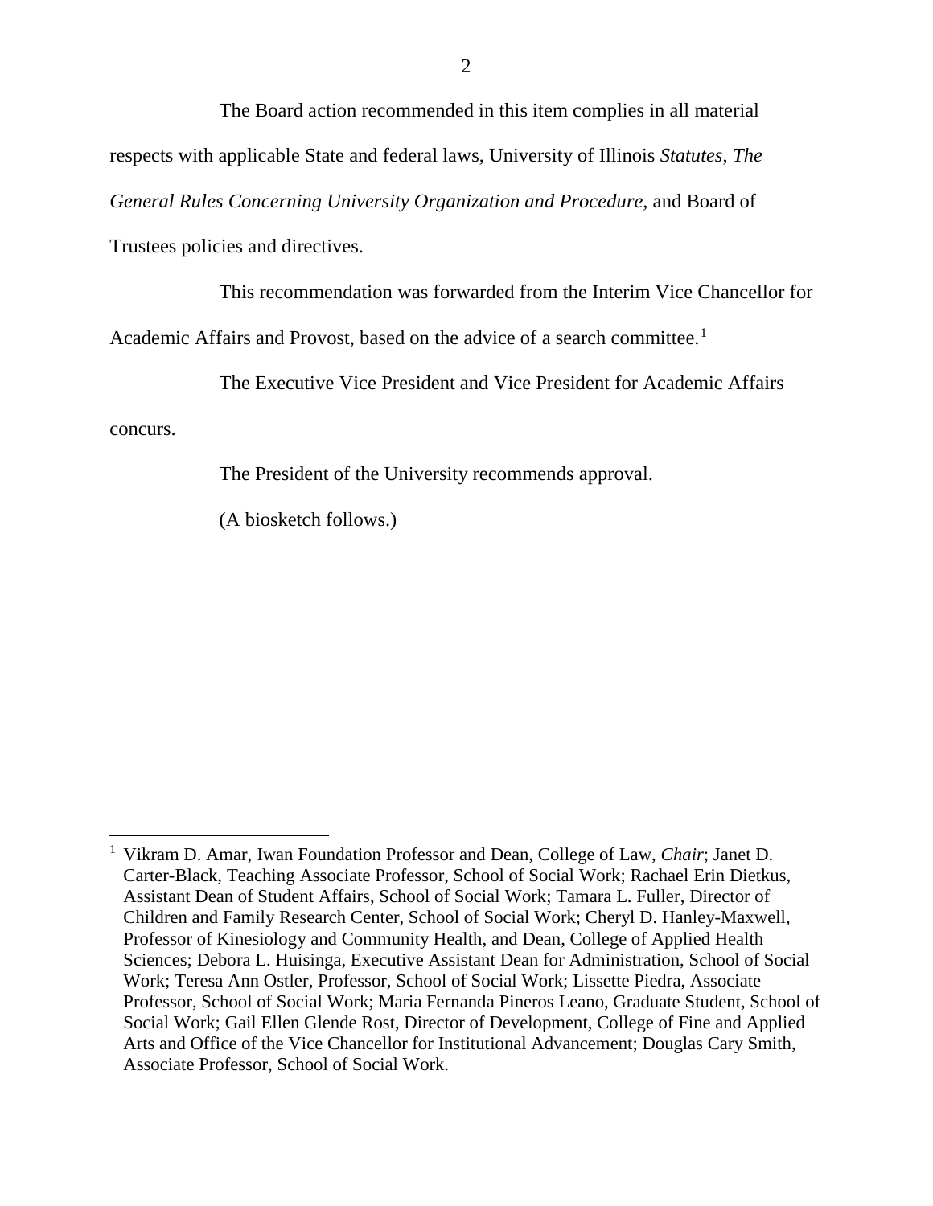The Board action recommended in this item complies in all material respects with applicable State and federal laws, University of Illinois *Statutes*, *The General Rules Concerning University Organization and Procedure*, and Board of Trustees policies and directives.

This recommendation was forwarded from the Interim Vice Chancellor for Academic Affairs and Provost, based on the advice of a search committee.[1]

The Executive Vice President and Vice President for Academic Affairs concurs.

The President of the University recommends approval.

(A biosketch follows.)

---

[1] Vikram D. Amar, Iwan Foundation Professor and Dean, College of Law, *Chair*; Janet D. Carter-Black, Teaching Associate Professor, School of Social Work; Rachael Erin Dietkus, Assistant Dean of Student Affairs, School of Social Work; Tamara L. Fuller, Director of Children and Family Research Center, School of Social Work; Cheryl D. Hanley-Maxwell, Professor of Kinesiology and Community Health, and Dean, College of Applied Health Sciences; Debora L. Huisinga, Executive Assistant Dean for Administration, School of Social Work; Teresa Ann Ostler, Professor, School of Social Work; Lissette Piedra, Associate Professor, School of Social Work; Maria Fernanda Pineros Leano, Graduate Student, School of Social Work; Gail Ellen Glende Rost, Director of Development, College of Fine and Applied Arts and Office of the Vice Chancellor for Institutional Advancement; Douglas Cary Smith, Associate Professor, School of Social Work.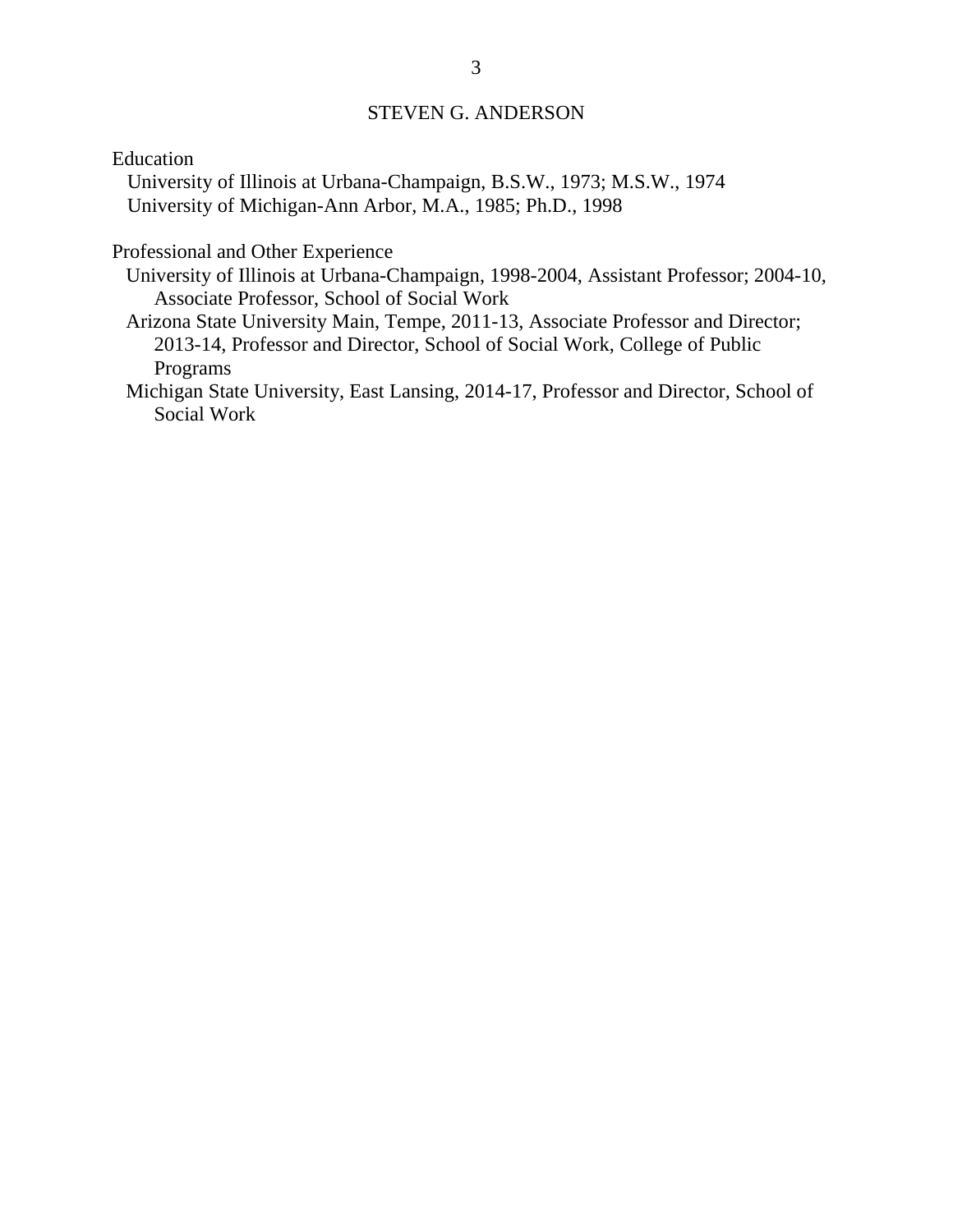STEVEN G. ANDERSON

Education

University of Illinois at Urbana-Champaign, B.S.W., 1973; M.S.W., 1974
University of Michigan-Ann Arbor, M.A., 1985; Ph.D., 1998

Professional and Other Experience

University of Illinois at Urbana-Champaign, 1998-2004, Assistant Professor; 2004-10, Associate Professor, School of Social Work
Arizona State University Main, Tempe, 2011-13, Associate Professor and Director; 2013-14, Professor and Director, School of Social Work, College of Public Programs
Michigan State University, East Lansing, 2014-17, Professor and Director, School of Social Work